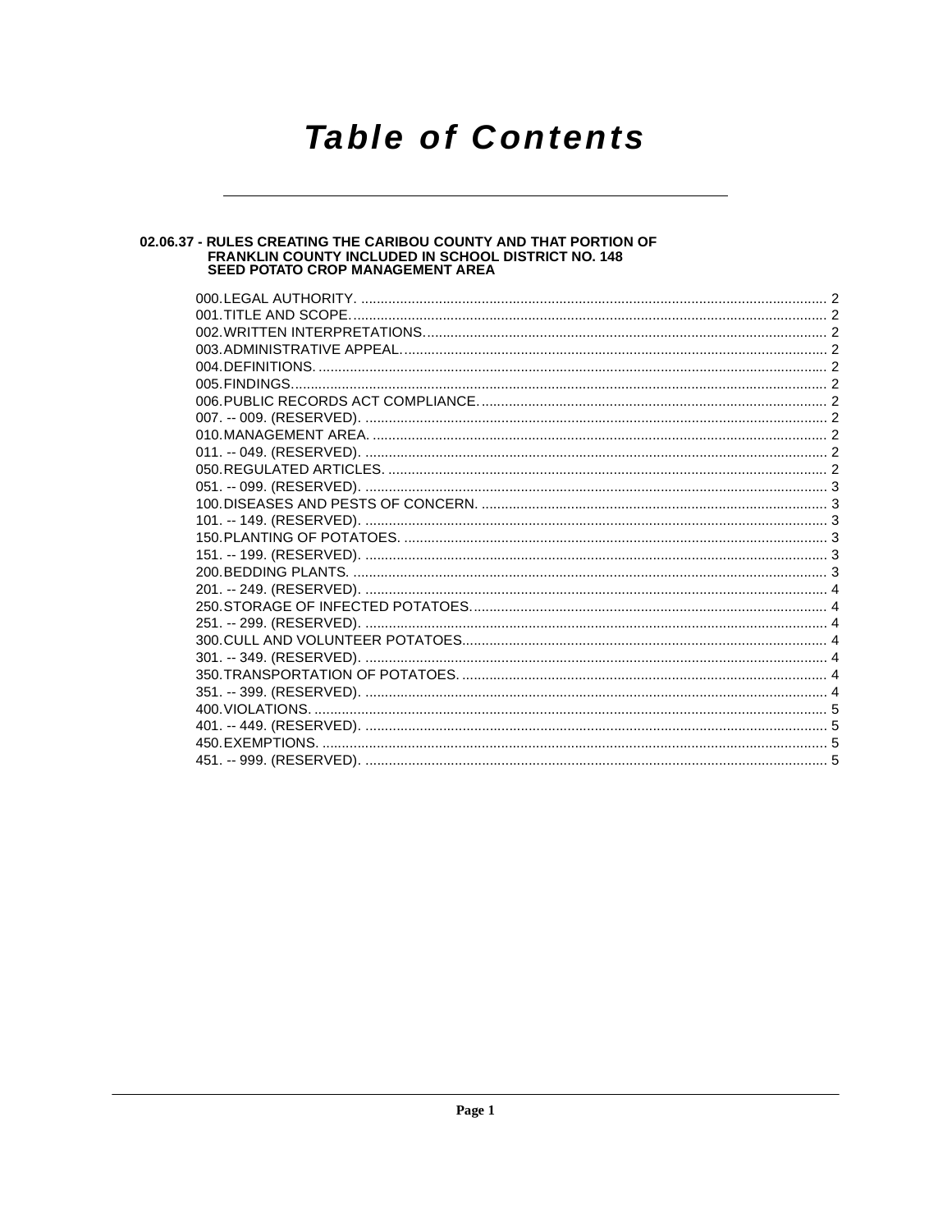# Table of Contents

**02.06.37 - RULES CREATING THE CARIBOU COUNTY AND THAT PORTION OF FRANKLIN COUNTY INCLUDED IN SCHOOL DISTRICT NO. 148 SEED POTATO CROP MANAGEMENT AREA**

000. LEGAL AUTHORITY. ........ 2
001. TITLE AND SCOPE. ........ 2
002. WRITTEN INTERPRETATIONS. ........ 2
003. ADMINISTRATIVE APPEAL. ........ 2
004. DEFINITIONS. ........ 2
005. FINDINGS. ........ 2
006. PUBLIC RECORDS ACT COMPLIANCE. ........ 2
007. -- 009. (RESERVED). ........ 2
010. MANAGEMENT AREA. ........ 2
011. -- 049. (RESERVED). ........ 2
050. REGULATED ARTICLES. ........ 2
051. -- 099. (RESERVED). ........ 3
100. DISEASES AND PESTS OF CONCERN. ........ 3
101. -- 149. (RESERVED). ........ 3
150. PLANTING OF POTATOES. ........ 3
151. -- 199. (RESERVED). ........ 3
200. BEDDING PLANTS. ........ 3
201. -- 249. (RESERVED). ........ 4
250. STORAGE OF INFECTED POTATOES. ........ 4
251. -- 299. (RESERVED). ........ 4
300. CULL AND VOLUNTEER POTATOES. ........ 4
301. -- 349. (RESERVED). ........ 4
350. TRANSPORTATION OF POTATOES. ........ 4
351. -- 399. (RESERVED). ........ 4
400. VIOLATIONS. ........ 5
401. -- 449. (RESERVED). ........ 5
450. EXEMPTIONS. ........ 5
451. -- 999. (RESERVED). ........ 5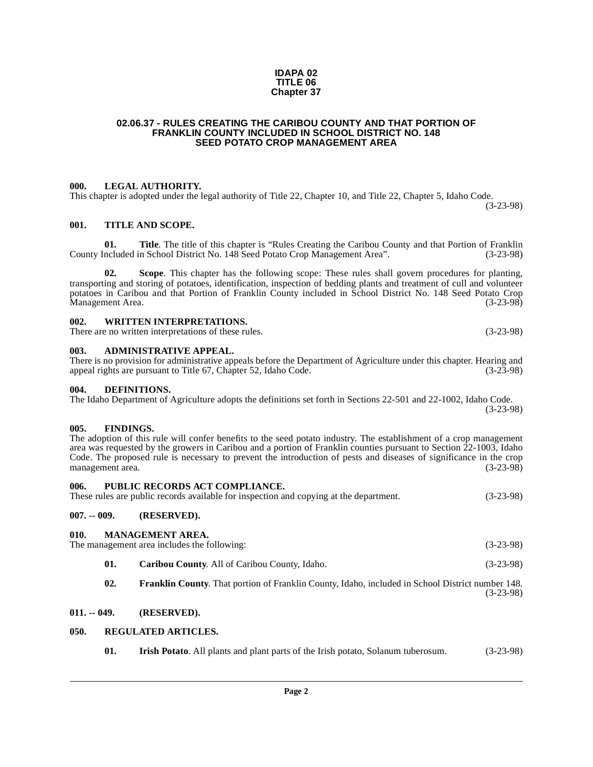# IDAPA 02
# TITLE 06
# Chapter 37

## 02.06.37 - RULES CREATING THE CARIBOU COUNTY AND THAT PORTION OF FRANKLIN COUNTY INCLUDED IN SCHOOL DISTRICT NO. 148 SEED POTATO CROP MANAGEMENT AREA

### 000. LEGAL AUTHORITY.

This chapter is adopted under the legal authority of Title 22, Chapter 10, and Title 22, Chapter 5, Idaho Code. (3-23-98)

### 001. TITLE AND SCOPE.

**01. Title**. The title of this chapter is "Rules Creating the Caribou County and that Portion of Franklin County Included in School District No. 148 Seed Potato Crop Management Area". (3-23-98)

**02. Scope**. This chapter has the following scope: These rules shall govern procedures for planting, transporting and storing of potatoes, identification, inspection of bedding plants and treatment of cull and volunteer potatoes in Caribou and that Portion of Franklin County included in School District No. 148 Seed Potato Crop Management Area. (3-23-98)

### 002. WRITTEN INTERPRETATIONS.

There are no written interpretations of these rules. (3-23-98)

### 003. ADMINISTRATIVE APPEAL.

There is no provision for administrative appeals before the Department of Agriculture under this chapter. Hearing and appeal rights are pursuant to Title 67, Chapter 52, Idaho Code. (3-23-98)

### 004. DEFINITIONS.

The Idaho Department of Agriculture adopts the definitions set forth in Sections 22-501 and 22-1002, Idaho Code. (3-23-98)

### 005. FINDINGS.

The adoption of this rule will confer benefits to the seed potato industry. The establishment of a crop management area was requested by the growers in Caribou and a portion of Franklin counties pursuant to Section 22-1003, Idaho Code. The proposed rule is necessary to prevent the introduction of pests and diseases of significance in the crop management area. (3-23-98)

### 006. PUBLIC RECORDS ACT COMPLIANCE.

These rules are public records available for inspection and copying at the department. (3-23-98)

### 007. -- 009. (RESERVED).

### 010. MANAGEMENT AREA.

The management area includes the following: (3-23-98)

**01. Caribou County**. All of Caribou County, Idaho. (3-23-98)

**02. Franklin County**. That portion of Franklin County, Idaho, included in School District number 148. (3-23-98)

### 011. -- 049. (RESERVED).

### 050. REGULATED ARTICLES.

**01. Irish Potato**. All plants and plant parts of the Irish potato, Solanum tuberosum. (3-23-98)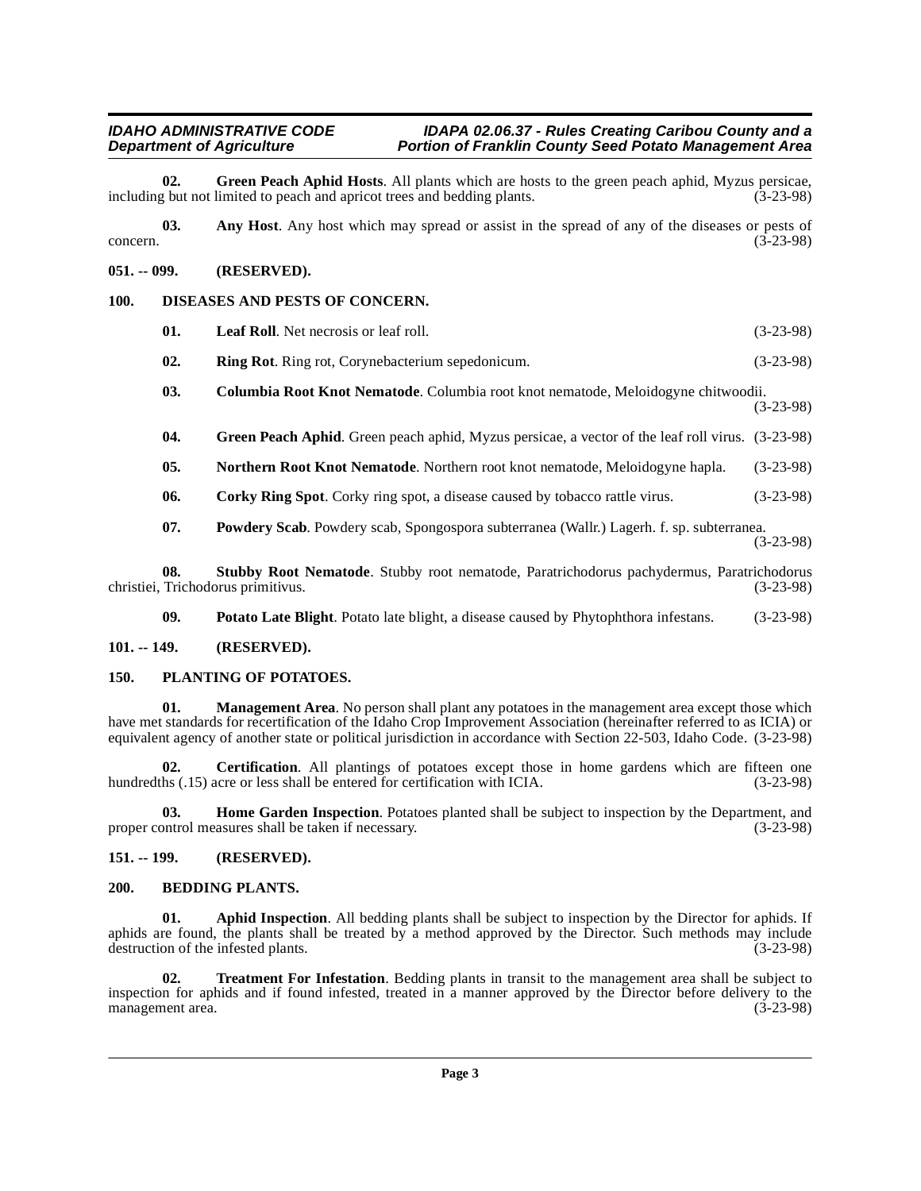**02. Green Peach Aphid Hosts**. All plants which are hosts to the green peach aphid, Myzus persicae, including but not limited to peach and apricot trees and bedding plants. (3-23-98)

**03. Any Host**. Any host which may spread or assist in the spread of any of the diseases or pests of concern. (3-23-98)

## 051. -- 099. (RESERVED).

## 100. DISEASES AND PESTS OF CONCERN.

**01. Leaf Roll**. Net necrosis or leaf roll. (3-23-98)

**02. Ring Rot**. Ring rot, Corynebacterium sepedonicum. (3-23-98)

**03. Columbia Root Knot Nematode**. Columbia root knot nematode, Meloidogyne chitwoodii. (3-23-98)

**04. Green Peach Aphid**. Green peach aphid, Myzus persicae, a vector of the leaf roll virus. (3-23-98)

**05. Northern Root Knot Nematode**. Northern root knot nematode, Meloidogyne hapla. (3-23-98)

**06. Corky Ring Spot**. Corky ring spot, a disease caused by tobacco rattle virus. (3-23-98)

**07. Powdery Scab**. Powdery scab, Spongospora subterranea (Wallr.) Lagerh. f. sp. subterranea. (3-23-98)

**08. Stubby Root Nematode**. Stubby root nematode, Paratrichodorus pachydermus, Paratrichodorus christiei, Trichodorus primitivus. (3-23-98)

**09. Potato Late Blight**. Potato late blight, a disease caused by Phytophthora infestans. (3-23-98)

## 101. -- 149. (RESERVED).

## 150. PLANTING OF POTATOES.

**01. Management Area**. No person shall plant any potatoes in the management area except those which have met standards for recertification of the Idaho Crop Improvement Association (hereinafter referred to as ICIA) or equivalent agency of another state or political jurisdiction in accordance with Section 22-503, Idaho Code. (3-23-98)

**02. Certification**. All plantings of potatoes except those in home gardens which are fifteen one hundredths (.15) acre or less shall be entered for certification with ICIA. (3-23-98)

**03. Home Garden Inspection**. Potatoes planted shall be subject to inspection by the Department, and proper control measures shall be taken if necessary. (3-23-98)

## 151. -- 199. (RESERVED).

## 200. BEDDING PLANTS.

**01. Aphid Inspection**. All bedding plants shall be subject to inspection by the Director for aphids. If aphids are found, the plants shall be treated by a method approved by the Director. Such methods may include destruction of the infested plants. (3-23-98)

**02. Treatment For Infestation**. Bedding plants in transit to the management area shall be subject to inspection for aphids and if found infested, treated in a manner approved by the Director before delivery to the management area. (3-23-98)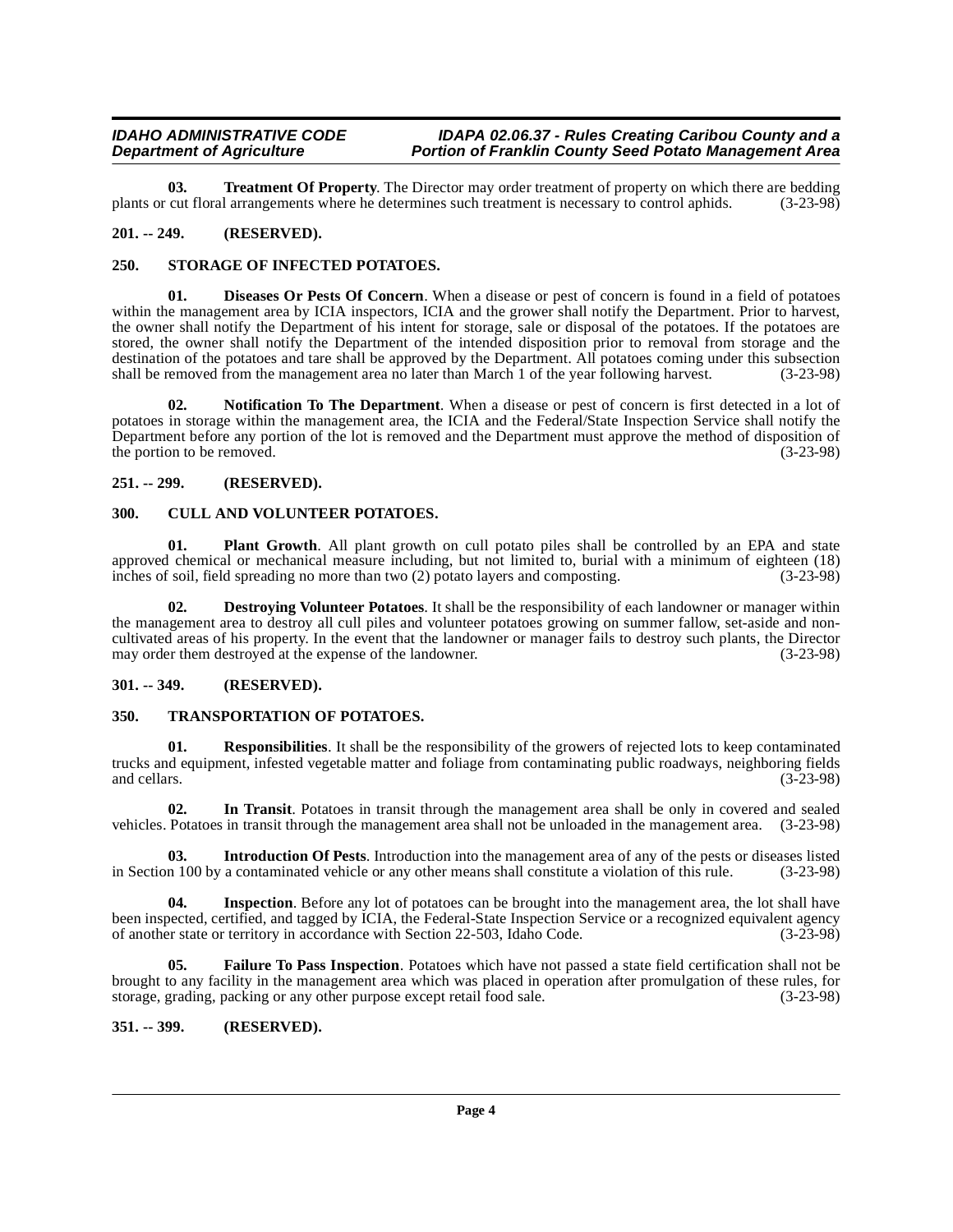**03. Treatment Of Property**. The Director may order treatment of property on which there are bedding plants or cut floral arrangements where he determines such treatment is necessary to control aphids. (3-23-98)

## 201. -- 249. (RESERVED).

## 250. STORAGE OF INFECTED POTATOES.

**01. Diseases Or Pests Of Concern**. When a disease or pest of concern is found in a field of potatoes within the management area by ICIA inspectors, ICIA and the grower shall notify the Department. Prior to harvest, the owner shall notify the Department of his intent for storage, sale or disposal of the potatoes. If the potatoes are stored, the owner shall notify the Department of the intended disposition prior to removal from storage and the destination of the potatoes and tare shall be approved by the Department. All potatoes coming under this subsection shall be removed from the management area no later than March 1 of the year following harvest. (3-23-98)

**02. Notification To The Department**. When a disease or pest of concern is first detected in a lot of potatoes in storage within the management area, the ICIA and the Federal/State Inspection Service shall notify the Department before any portion of the lot is removed and the Department must approve the method of disposition of the portion to be removed. (3-23-98)

## 251. -- 299. (RESERVED).

## 300. CULL AND VOLUNTEER POTATOES.

**01. Plant Growth**. All plant growth on cull potato piles shall be controlled by an EPA and state approved chemical or mechanical measure including, but not limited to, burial with a minimum of eighteen (18) inches of soil, field spreading no more than two (2) potato layers and composting. (3-23-98)

**02. Destroying Volunteer Potatoes**. It shall be the responsibility of each landowner or manager within the management area to destroy all cull piles and volunteer potatoes growing on summer fallow, set-aside and non-cultivated areas of his property. In the event that the landowner or manager fails to destroy such plants, the Director may order them destroyed at the expense of the landowner. (3-23-98)

## 301. -- 349. (RESERVED).

## 350. TRANSPORTATION OF POTATOES.

**01. Responsibilities**. It shall be the responsibility of the growers of rejected lots to keep contaminated trucks and equipment, infested vegetable matter and foliage from contaminating public roadways, neighboring fields and cellars. (3-23-98)

**02. In Transit**. Potatoes in transit through the management area shall be only in covered and sealed vehicles. Potatoes in transit through the management area shall not be unloaded in the management area. (3-23-98)

**03. Introduction Of Pests**. Introduction into the management area of any of the pests or diseases listed in Section 100 by a contaminated vehicle or any other means shall constitute a violation of this rule. (3-23-98)

**04. Inspection**. Before any lot of potatoes can be brought into the management area, the lot shall have been inspected, certified, and tagged by ICIA, the Federal-State Inspection Service or a recognized equivalent agency of another state or territory in accordance with Section 22-503, Idaho Code. (3-23-98)

**05. Failure To Pass Inspection**. Potatoes which have not passed a state field certification shall not be brought to any facility in the management area which was placed in operation after promulgation of these rules, for storage, grading, packing or any other purpose except retail food sale. (3-23-98)

## 351. -- 399. (RESERVED).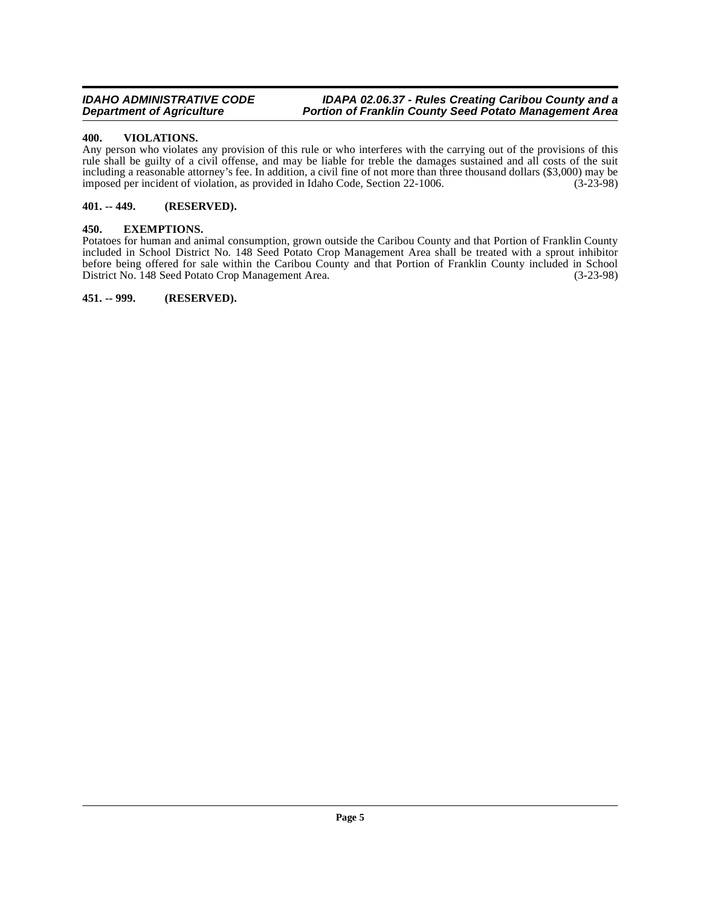### 400. VIOLATIONS.

Any person who violates any provision of this rule or who interferes with the carrying out of the provisions of this rule shall be guilty of a civil offense, and may be liable for treble the damages sustained and all costs of the suit including a reasonable attorney's fee. In addition, a civil fine of not more than three thousand dollars ($3,000) may be imposed per incident of violation, as provided in Idaho Code, Section 22-1006. (3-23-98)

### 401. -- 449. (RESERVED).

### 450. EXEMPTIONS.

Potatoes for human and animal consumption, grown outside the Caribou County and that Portion of Franklin County included in School District No. 148 Seed Potato Crop Management Area shall be treated with a sprout inhibitor before being offered for sale within the Caribou County and that Portion of Franklin County included in School District No. 148 Seed Potato Crop Management Area. (3-23-98)

### 451. -- 999. (RESERVED).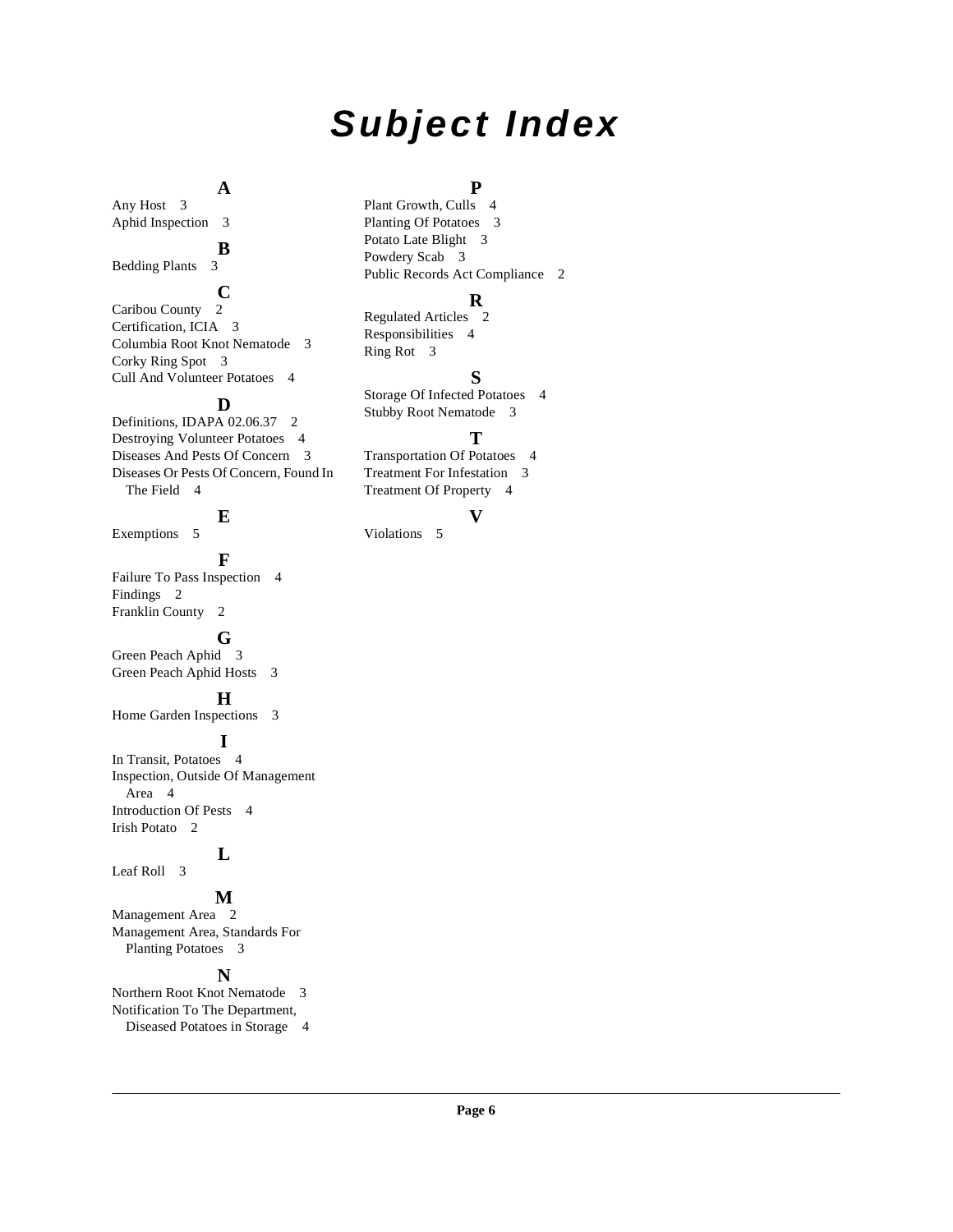# *Subject Index*

**A**

Any Host 3
Aphid Inspection 3

**B**

Bedding Plants 3

**C**

Caribou County 2
Certification, ICIA 3
Columbia Root Knot Nematode 3
Corky Ring Spot 3
Cull And Volunteer Potatoes 4

**D**

Definitions, IDAPA 02.06.37 2
Destroying Volunteer Potatoes 4
Diseases And Pests Of Concern 3
Diseases Or Pests Of Concern, Found In The Field 4

**E**

Exemptions 5

**F**

Failure To Pass Inspection 4
Findings 2
Franklin County 2

**G**

Green Peach Aphid 3
Green Peach Aphid Hosts 3

**H**

Home Garden Inspections 3

**I**

In Transit, Potatoes 4
Inspection, Outside Of Management Area 4
Introduction Of Pests 4
Irish Potato 2

**L**

Leaf Roll 3

**M**

Management Area 2
Management Area, Standards For Planting Potatoes 3

**N**

Northern Root Knot Nematode 3
Notification To The Department, Diseased Potatoes in Storage 4

**P**

Plant Growth, Culls 4
Planting Of Potatoes 3
Potato Late Blight 3
Powdery Scab 3
Public Records Act Compliance 2

**R**

Regulated Articles 2
Responsibilities 4
Ring Rot 3

**S**

Storage Of Infected Potatoes 4
Stubby Root Nematode 3

**T**

Transportation Of Potatoes 4
Treatment For Infestation 3
Treatment Of Property 4

**V**

Violations 5